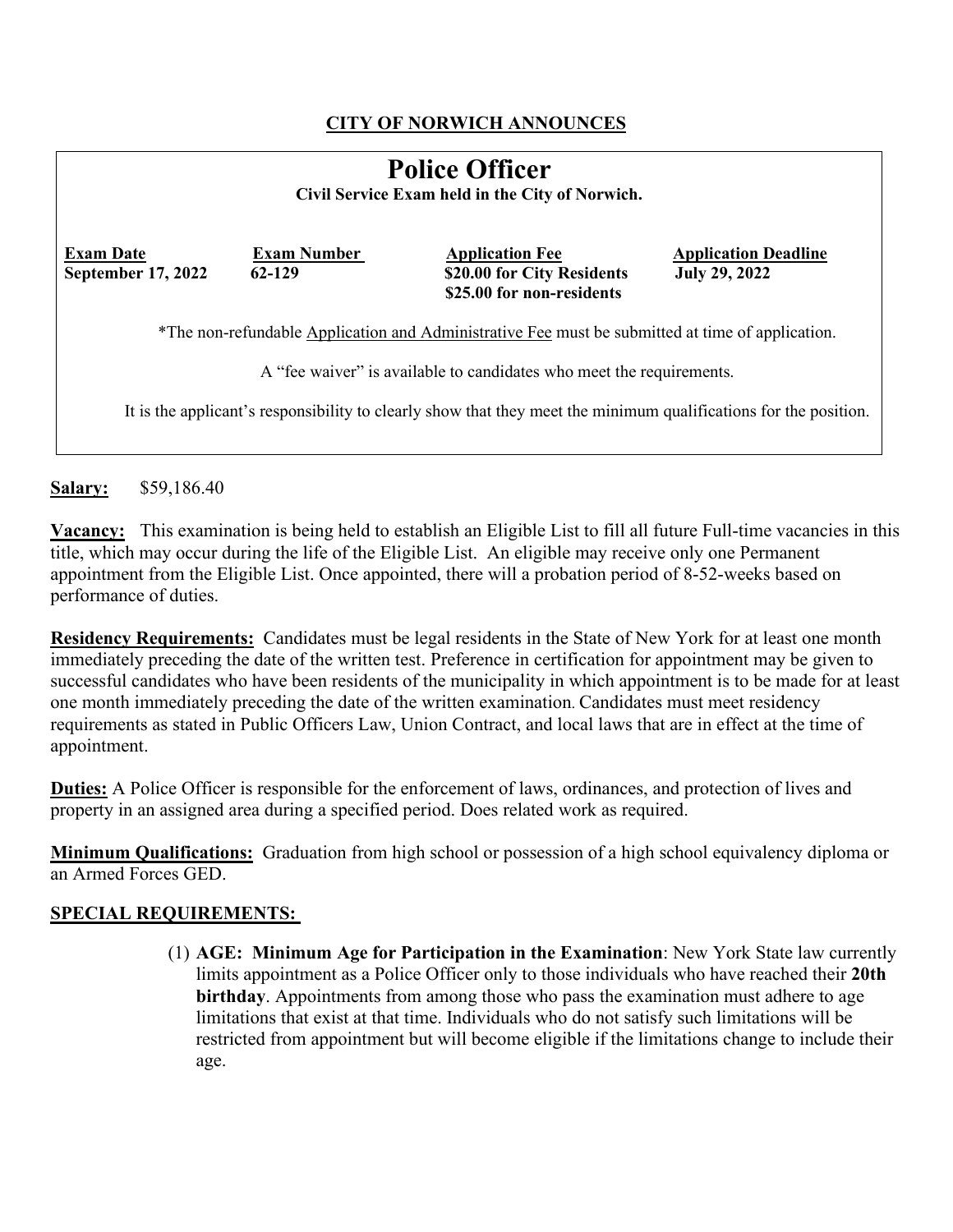**CITY OF NORWICH ANNOUNCES**

# Police Officer

**Civil Service Exam held in the City of Norwich.**

| Exam Date | Exam Number | Application Fee | Application Deadline |
|---|---|---|---|
| **September 17, 2022** | **62-129** | **$20.00 for City Residents** **$25.00 for non-residents** | **July 29, 2022** |

*The non-refundable Application and Administrative Fee must be submitted at time of application.

A "fee waiver" is available to candidates who meet the requirements.

It is the applicant's responsibility to clearly show that they meet the minimum qualifications for the position.

**Salary:** $59,186.40

**Vacancy:** This examination is being held to establish an Eligible List to fill all future Full-time vacancies in this title, which may occur during the life of the Eligible List. An eligible may receive only one Permanent appointment from the Eligible List. Once appointed, there will a probation period of 8-52-weeks based on performance of duties.

**Residency Requirements:** Candidates must be legal residents in the State of New York for at least one month immediately preceding the date of the written test. Preference in certification for appointment may be given to successful candidates who have been residents of the municipality in which appointment is to be made for at least one month immediately preceding the date of the written examination. Candidates must meet residency requirements as stated in Public Officers Law, Union Contract, and local laws that are in effect at the time of appointment.

**Duties:** A Police Officer is responsible for the enforcement of laws, ordinances, and protection of lives and property in an assigned area during a specified period. Does related work as required.

**Minimum Qualifications:** Graduation from high school or possession of a high school equivalency diploma or an Armed Forces GED.

## SPECIAL REQUIREMENTS:

(1) **AGE: Minimum Age for Participation in the Examination**: New York State law currently limits appointment as a Police Officer only to those individuals who have reached their **20th birthday**. Appointments from among those who pass the examination must adhere to age limitations that exist at that time. Individuals who do not satisfy such limitations will be restricted from appointment but will become eligible if the limitations change to include their age.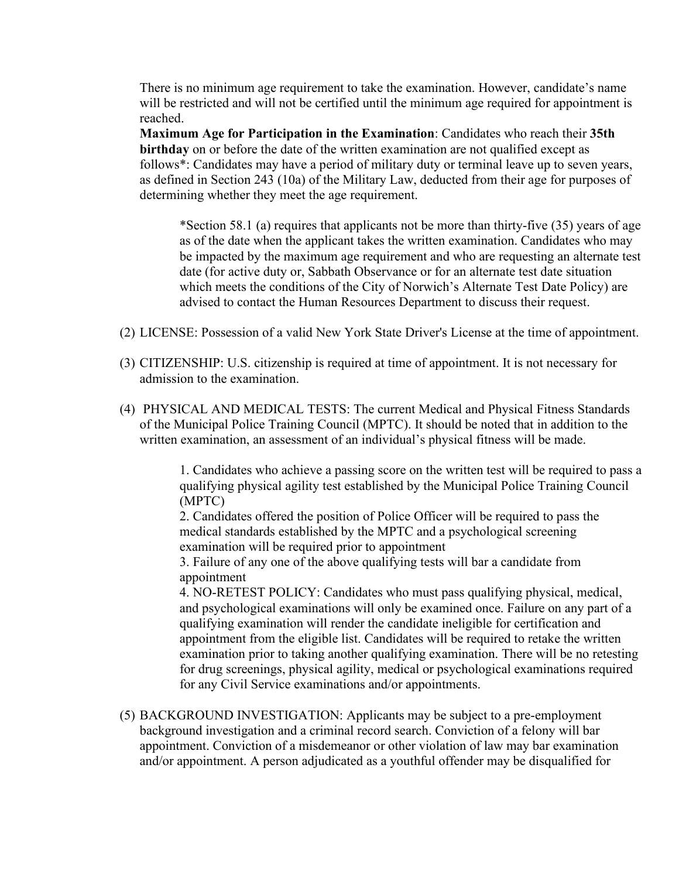There is no minimum age requirement to take the examination. However, candidate's name will be restricted and will not be certified until the minimum age required for appointment is reached.

**Maximum Age for Participation in the Examination**: Candidates who reach their **35th birthday** on or before the date of the written examination are not qualified except as follows*: Candidates may have a period of military duty or terminal leave up to seven years, as defined in Section 243 (10a) of the Military Law, deducted from their age for purposes of determining whether they meet the age requirement.

> *Section 58.1 (a) requires that applicants not be more than thirty-five (35) years of age as of the date when the applicant takes the written examination. Candidates who may be impacted by the maximum age requirement and who are requesting an alternate test date (for active duty or, Sabbath Observance or for an alternate test date situation which meets the conditions of the City of Norwich's Alternate Test Date Policy) are advised to contact the Human Resources Department to discuss their request.

(2) LICENSE: Possession of a valid New York State Driver's License at the time of appointment.

(3) CITIZENSHIP: U.S. citizenship is required at time of appointment. It is not necessary for admission to the examination.

(4) PHYSICAL AND MEDICAL TESTS: The current Medical and Physical Fitness Standards of the Municipal Police Training Council (MPTC). It should be noted that in addition to the written examination, an assessment of an individual's physical fitness will be made.

> 1. Candidates who achieve a passing score on the written test will be required to pass a qualifying physical agility test established by the Municipal Police Training Council (MPTC)
> 2. Candidates offered the position of Police Officer will be required to pass the medical standards established by the MPTC and a psychological screening examination will be required prior to appointment
> 3. Failure of any one of the above qualifying tests will bar a candidate from appointment
> 4. NO-RETEST POLICY: Candidates who must pass qualifying physical, medical, and psychological examinations will only be examined once. Failure on any part of a qualifying examination will render the candidate ineligible for certification and appointment from the eligible list. Candidates will be required to retake the written examination prior to taking another qualifying examination. There will be no retesting for drug screenings, physical agility, medical or psychological examinations required for any Civil Service examinations and/or appointments.

(5) BACKGROUND INVESTIGATION: Applicants may be subject to a pre-employment background investigation and a criminal record search. Conviction of a felony will bar appointment. Conviction of a misdemeanor or other violation of law may bar examination and/or appointment. A person adjudicated as a youthful offender may be disqualified for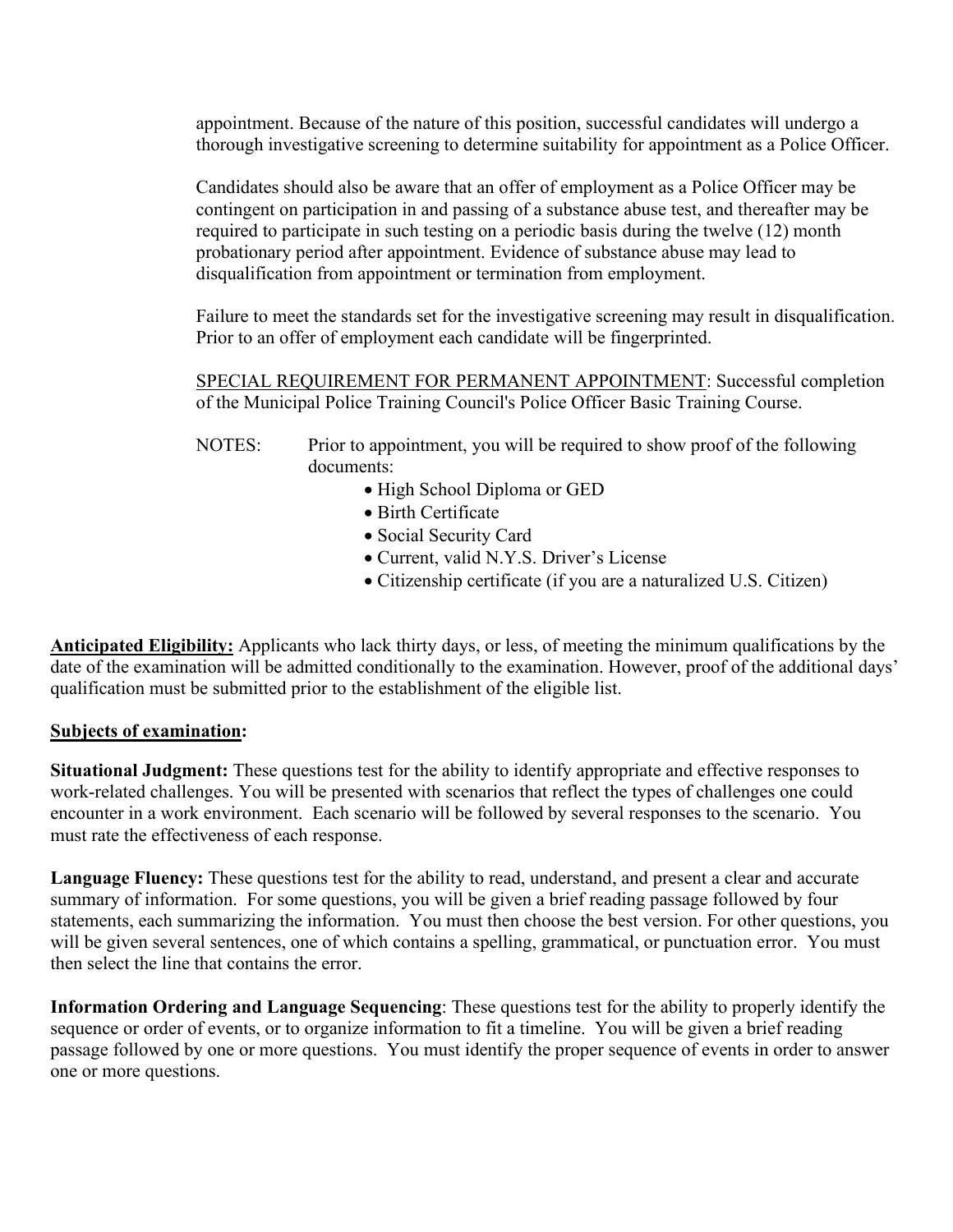appointment. Because of the nature of this position, successful candidates will undergo a thorough investigative screening to determine suitability for appointment as a Police Officer.

Candidates should also be aware that an offer of employment as a Police Officer may be contingent on participation in and passing of a substance abuse test, and thereafter may be required to participate in such testing on a periodic basis during the twelve (12) month probationary period after appointment. Evidence of substance abuse may lead to disqualification from appointment or termination from employment.

Failure to meet the standards set for the investigative screening may result in disqualification. Prior to an offer of employment each candidate will be fingerprinted.

<u>SPECIAL REQUIREMENT FOR PERMANENT APPOINTMENT</u>: Successful completion of the Municipal Police Training Council's Police Officer Basic Training Course.

NOTES: Prior to appointment, you will be required to show proof of the following documents:

- High School Diploma or GED
- Birth Certificate
- Social Security Card
- Current, valid N.Y.S. Driver's License
- Citizenship certificate (if you are a naturalized U.S. Citizen)

**<u>Anticipated Eligibility:</u>** Applicants who lack thirty days, or less, of meeting the minimum qualifications by the date of the examination will be admitted conditionally to the examination. However, proof of the additional days' qualification must be submitted prior to the establishment of the eligible list.

**<u>Subjects of examination</u>:**

**Situational Judgment:** These questions test for the ability to identify appropriate and effective responses to work-related challenges. You will be presented with scenarios that reflect the types of challenges one could encounter in a work environment. Each scenario will be followed by several responses to the scenario. You must rate the effectiveness of each response.

**Language Fluency:** These questions test for the ability to read, understand, and present a clear and accurate summary of information. For some questions, you will be given a brief reading passage followed by four statements, each summarizing the information. You must then choose the best version. For other questions, you will be given several sentences, one of which contains a spelling, grammatical, or punctuation error. You must then select the line that contains the error.

**Information Ordering and Language Sequencing**: These questions test for the ability to properly identify the sequence or order of events, or to organize information to fit a timeline. You will be given a brief reading passage followed by one or more questions. You must identify the proper sequence of events in order to answer one or more questions.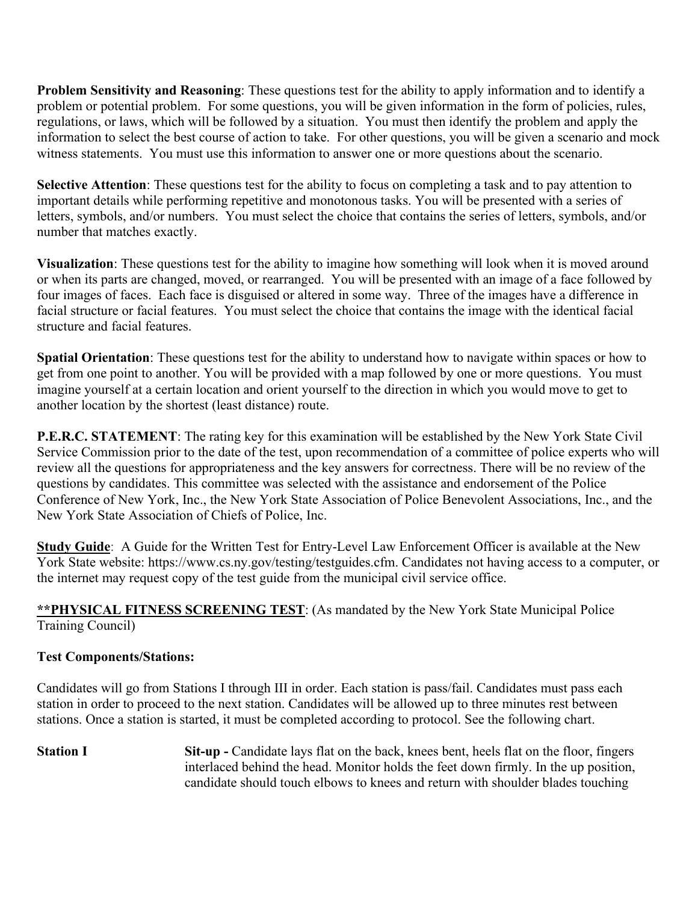**Problem Sensitivity and Reasoning**: These questions test for the ability to apply information and to identify a problem or potential problem. For some questions, you will be given information in the form of policies, rules, regulations, or laws, which will be followed by a situation. You must then identify the problem and apply the information to select the best course of action to take. For other questions, you will be given a scenario and mock witness statements. You must use this information to answer one or more questions about the scenario.

**Selective Attention**: These questions test for the ability to focus on completing a task and to pay attention to important details while performing repetitive and monotonous tasks. You will be presented with a series of letters, symbols, and/or numbers. You must select the choice that contains the series of letters, symbols, and/or number that matches exactly.

**Visualization**: These questions test for the ability to imagine how something will look when it is moved around or when its parts are changed, moved, or rearranged. You will be presented with an image of a face followed by four images of faces. Each face is disguised or altered in some way. Three of the images have a difference in facial structure or facial features. You must select the choice that contains the image with the identical facial structure and facial features.

**Spatial Orientation**: These questions test for the ability to understand how to navigate within spaces or how to get from one point to another. You will be provided with a map followed by one or more questions. You must imagine yourself at a certain location and orient yourself to the direction in which you would move to get to another location by the shortest (least distance) route.

**P.E.R.C. STATEMENT**: The rating key for this examination will be established by the New York State Civil Service Commission prior to the date of the test, upon recommendation of a committee of police experts who will review all the questions for appropriateness and the key answers for correctness. There will be no review of the questions by candidates. This committee was selected with the assistance and endorsement of the Police Conference of New York, Inc., the New York State Association of Police Benevolent Associations, Inc., and the New York State Association of Chiefs of Police, Inc.

**Study Guide**: A Guide for the Written Test for Entry-Level Law Enforcement Officer is available at the New York State website: https://www.cs.ny.gov/testing/testguides.cfm. Candidates not having access to a computer, or the internet may request copy of the test guide from the municipal civil service office.

****PHYSICAL FITNESS SCREENING TEST**: (As mandated by the New York State Municipal Police Training Council)

**Test Components/Stations:**

Candidates will go from Stations I through III in order. Each station is pass/fail. Candidates must pass each station in order to proceed to the next station. Candidates will be allowed up to three minutes rest between stations. Once a station is started, it must be completed according to protocol. See the following chart.

**Station I** — **Sit-up -** Candidate lays flat on the back, knees bent, heels flat on the floor, fingers interlaced behind the head. Monitor holds the feet down firmly. In the up position, candidate should touch elbows to knees and return with shoulder blades touching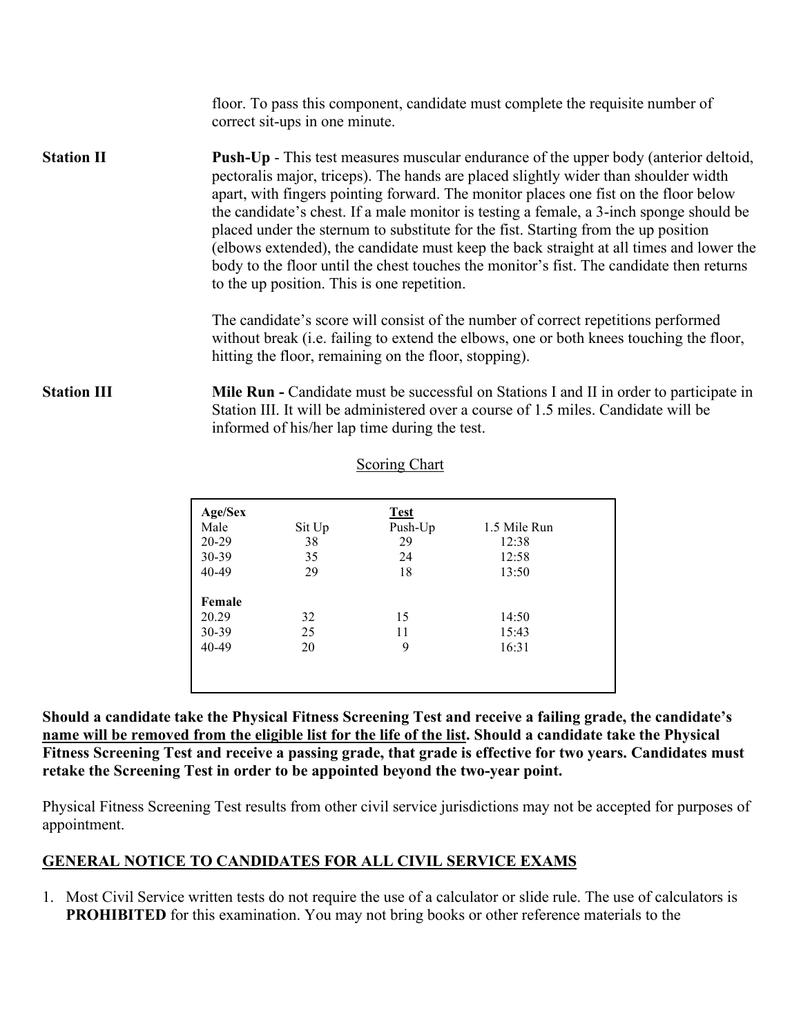floor. To pass this component, candidate must complete the requisite number of correct sit-ups in one minute.

**Station II** **Push-Up** - This test measures muscular endurance of the upper body (anterior deltoid, pectoralis major, triceps). The hands are placed slightly wider than shoulder width apart, with fingers pointing forward. The monitor places one fist on the floor below the candidate's chest. If a male monitor is testing a female, a 3-inch sponge should be placed under the sternum to substitute for the fist. Starting from the up position (elbows extended), the candidate must keep the back straight at all times and lower the body to the floor until the chest touches the monitor's fist. The candidate then returns to the up position. This is one repetition.

The candidate's score will consist of the number of correct repetitions performed without break (i.e. failing to extend the elbows, one or both knees touching the floor, hitting the floor, remaining on the floor, stopping).

**Station III** **Mile Run -** Candidate must be successful on Stations I and II in order to participate in Station III. It will be administered over a course of 1.5 miles. Candidate will be informed of his/her lap time during the test.

<u>Scoring Chart</u>

| **Age/Sex** | | **<u>Test</u>** | |
|---|---|---|---|
| Male | Sit Up | Push-Up | 1.5 Mile Run |
| 20-29 | 38 | 29 | 12:38 |
| 30-39 | 35 | 24 | 12:58 |
| 40-49 | 29 | 18 | 13:50 |
| **Female** | | | |
| 20.29 | 32 | 15 | 14:50 |
| 30-39 | 25 | 11 | 15:43 |
| 40-49 | 20 | 9 | 16:31 |

**Should a candidate take the Physical Fitness Screening Test and receive a failing grade, the candidate's <u>name will be removed from the eligible list for the life of the list</u>. Should a candidate take the Physical Fitness Screening Test and receive a passing grade, that grade is effective for two years. Candidates must retake the Screening Test in order to be appointed beyond the two-year point.**

Physical Fitness Screening Test results from other civil service jurisdictions may not be accepted for purposes of appointment.

## <u>GENERAL NOTICE TO CANDIDATES FOR ALL CIVIL SERVICE EXAMS</u>

1. Most Civil Service written tests do not require the use of a calculator or slide rule. The use of calculators is **PROHIBITED** for this examination. You may not bring books or other reference materials to the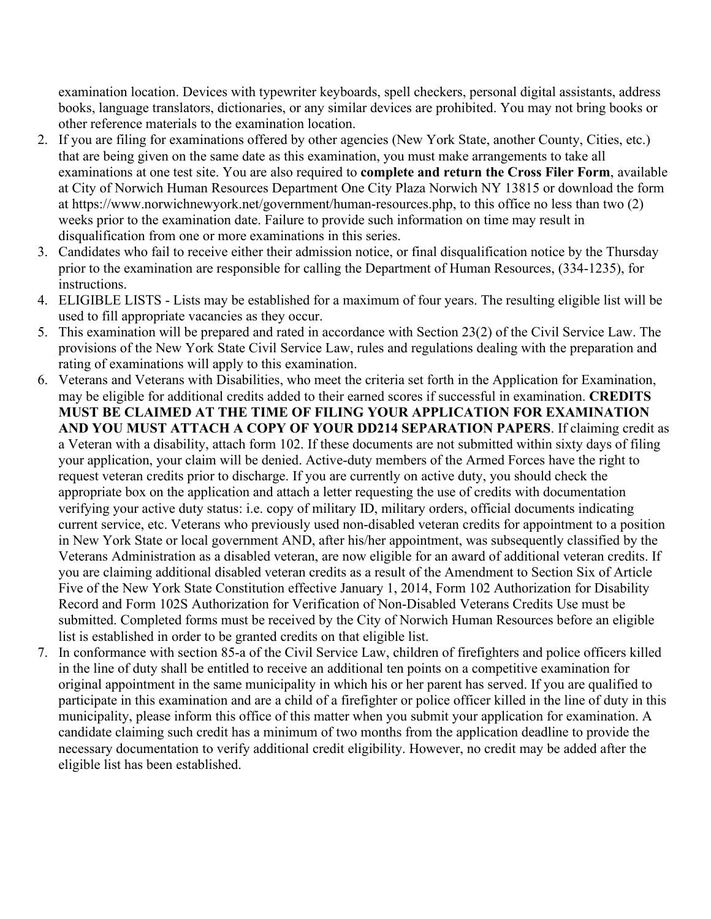examination location. Devices with typewriter keyboards, spell checkers, personal digital assistants, address books, language translators, dictionaries, or any similar devices are prohibited. You may not bring books or other reference materials to the examination location.

2. If you are filing for examinations offered by other agencies (New York State, another County, Cities, etc.) that are being given on the same date as this examination, you must make arrangements to take all examinations at one test site. You are also required to **complete and return the Cross Filer Form**, available at City of Norwich Human Resources Department One City Plaza Norwich NY 13815 or download the form at https://www.norwichnewyork.net/government/human-resources.php, to this office no less than two (2) weeks prior to the examination date. Failure to provide such information on time may result in disqualification from one or more examinations in this series.
3. Candidates who fail to receive either their admission notice, or final disqualification notice by the Thursday prior to the examination are responsible for calling the Department of Human Resources, (334-1235), for instructions.
4. ELIGIBLE LISTS - Lists may be established for a maximum of four years. The resulting eligible list will be used to fill appropriate vacancies as they occur.
5. This examination will be prepared and rated in accordance with Section 23(2) of the Civil Service Law. The provisions of the New York State Civil Service Law, rules and regulations dealing with the preparation and rating of examinations will apply to this examination.
6. Veterans and Veterans with Disabilities, who meet the criteria set forth in the Application for Examination, may be eligible for additional credits added to their earned scores if successful in examination. **CREDITS MUST BE CLAIMED AT THE TIME OF FILING YOUR APPLICATION FOR EXAMINATION AND YOU MUST ATTACH A COPY OF YOUR DD214 SEPARATION PAPERS**. If claiming credit as a Veteran with a disability, attach form 102. If these documents are not submitted within sixty days of filing your application, your claim will be denied. Active-duty members of the Armed Forces have the right to request veteran credits prior to discharge. If you are currently on active duty, you should check the appropriate box on the application and attach a letter requesting the use of credits with documentation verifying your active duty status: i.e. copy of military ID, military orders, official documents indicating current service, etc. Veterans who previously used non-disabled veteran credits for appointment to a position in New York State or local government AND, after his/her appointment, was subsequently classified by the Veterans Administration as a disabled veteran, are now eligible for an award of additional veteran credits. If you are claiming additional disabled veteran credits as a result of the Amendment to Section Six of Article Five of the New York State Constitution effective January 1, 2014, Form 102 Authorization for Disability Record and Form 102S Authorization for Verification of Non-Disabled Veterans Credits Use must be submitted. Completed forms must be received by the City of Norwich Human Resources before an eligible list is established in order to be granted credits on that eligible list.
7. In conformance with section 85-a of the Civil Service Law, children of firefighters and police officers killed in the line of duty shall be entitled to receive an additional ten points on a competitive examination for original appointment in the same municipality in which his or her parent has served. If you are qualified to participate in this examination and are a child of a firefighter or police officer killed in the line of duty in this municipality, please inform this office of this matter when you submit your application for examination. A candidate claiming such credit has a minimum of two months from the application deadline to provide the necessary documentation to verify additional credit eligibility. However, no credit may be added after the eligible list has been established.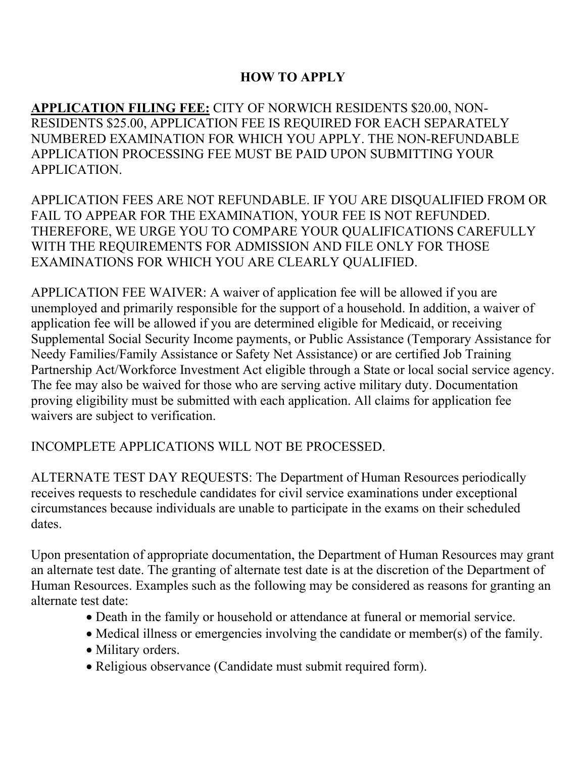## HOW TO APPLY

**APPLICATION FILING FEE:** CITY OF NORWICH RESIDENTS $20.00, NON-RESIDENTS $25.00, APPLICATION FEE IS REQUIRED FOR EACH SEPARATELY NUMBERED EXAMINATION FOR WHICH YOU APPLY. THE NON-REFUNDABLE APPLICATION PROCESSING FEE MUST BE PAID UPON SUBMITTING YOUR APPLICATION.

APPLICATION FEES ARE NOT REFUNDABLE. IF YOU ARE DISQUALIFIED FROM OR FAIL TO APPEAR FOR THE EXAMINATION, YOUR FEE IS NOT REFUNDED. THEREFORE, WE URGE YOU TO COMPARE YOUR QUALIFICATIONS CAREFULLY WITH THE REQUIREMENTS FOR ADMISSION AND FILE ONLY FOR THOSE EXAMINATIONS FOR WHICH YOU ARE CLEARLY QUALIFIED.

APPLICATION FEE WAIVER: A waiver of application fee will be allowed if you are unemployed and primarily responsible for the support of a household. In addition, a waiver of application fee will be allowed if you are determined eligible for Medicaid, or receiving Supplemental Social Security Income payments, or Public Assistance (Temporary Assistance for Needy Families/Family Assistance or Safety Net Assistance) or are certified Job Training Partnership Act/Workforce Investment Act eligible through a State or local social service agency. The fee may also be waived for those who are serving active military duty. Documentation proving eligibility must be submitted with each application. All claims for application fee waivers are subject to verification.

INCOMPLETE APPLICATIONS WILL NOT BE PROCESSED.

ALTERNATE TEST DAY REQUESTS: The Department of Human Resources periodically receives requests to reschedule candidates for civil service examinations under exceptional circumstances because individuals are unable to participate in the exams on their scheduled dates.

Upon presentation of appropriate documentation, the Department of Human Resources may grant an alternate test date. The granting of alternate test date is at the discretion of the Department of Human Resources. Examples such as the following may be considered as reasons for granting an alternate test date:

- Death in the family or household or attendance at funeral or memorial service.
- Medical illness or emergencies involving the candidate or member(s) of the family.
- Military orders.
- Religious observance (Candidate must submit required form).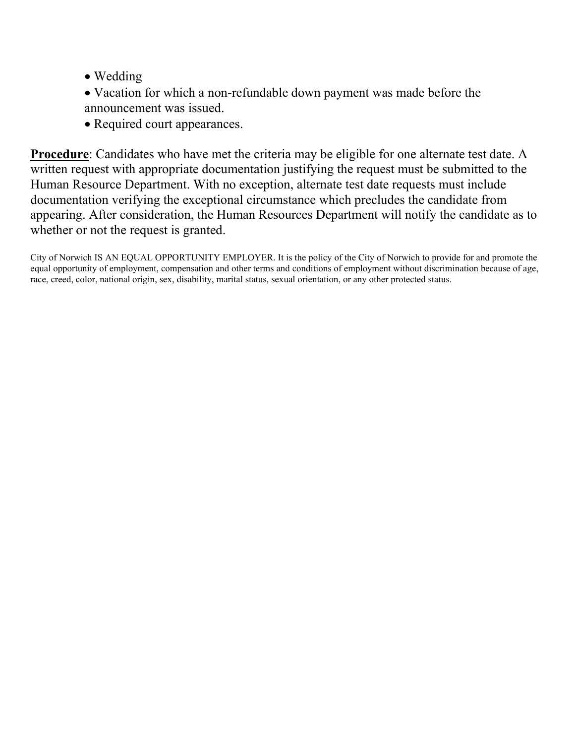- Wedding
- Vacation for which a non-refundable down payment was made before the announcement was issued.
- Required court appearances.

**Procedure**: Candidates who have met the criteria may be eligible for one alternate test date. A written request with appropriate documentation justifying the request must be submitted to the Human Resource Department. With no exception, alternate test date requests must include documentation verifying the exceptional circumstance which precludes the candidate from appearing. After consideration, the Human Resources Department will notify the candidate as to whether or not the request is granted.

City of Norwich IS AN EQUAL OPPORTUNITY EMPLOYER. It is the policy of the City of Norwich to provide for and promote the equal opportunity of employment, compensation and other terms and conditions of employment without discrimination because of age, race, creed, color, national origin, sex, disability, marital status, sexual orientation, or any other protected status.